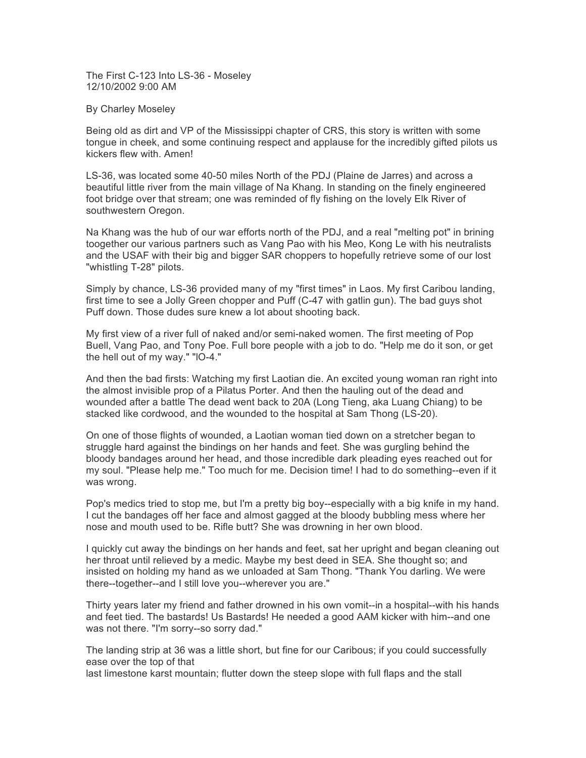The First C-123 Into LS-36 - Moseley
12/10/2002 9:00 AM

By Charley Moseley

Being old as dirt and VP of the Mississippi chapter of CRS, this story is written with some tongue in cheek, and some continuing respect and applause for the incredibly gifted pilots us kickers flew with. Amen!

LS-36, was located some 40-50 miles North of the PDJ (Plaine de Jarres) and across a beautiful little river from the main village of Na Khang. In standing on the finely engineered foot bridge over that stream; one was reminded of fly fishing on the lovely Elk River of southwestern Oregon.

Na Khang was the hub of our war efforts north of the PDJ, and a real "melting pot" in brining toogether our various partners such as Vang Pao with his Meo, Kong Le with his neutralists and the USAF with their big and bigger SAR choppers to hopefully retrieve some of our lost "whistling T-28" pilots.

Simply by chance, LS-36 provided many of my "first times" in Laos. My first Caribou landing, first time to see a Jolly Green chopper and Puff (C-47 with gatlin gun). The bad guys shot Puff down. Those dudes sure knew a lot about shooting back.

My first view of a river full of naked and/or semi-naked women. The first meeting of Pop Buell, Vang Pao, and Tony Poe. Full bore people with a job to do. "Help me do it son, or get the hell out of my way." "lO-4."

And then the bad firsts: Watching my first Laotian die. An excited young woman ran right into the almost invisible prop of a Pilatus Porter. And then the hauling out of the dead and wounded after a battle The dead went back to 20A (Long Tieng, aka Luang Chiang) to be stacked like cordwood, and the wounded to the hospital at Sam Thong (LS-20).

On one of those flights of wounded, a Laotian woman tied down on a stretcher began to struggle hard against the bindings on her hands and feet. She was gurgling behind the bloody bandages around her head, and those incredible dark pleading eyes reached out for my soul. "Please help me." Too much for me. Decision time! I had to do something--even if it was wrong.

Pop's medics tried to stop me, but I'm a pretty big boy--especially with a big knife in my hand. I cut the bandages off her face and almost gagged at the bloody bubbling mess where her nose and mouth used to be. Rifle butt? She was drowning in her own blood.

I quickly cut away the bindings on her hands and feet, sat her upright and began cleaning out her throat until relieved by a medic. Maybe my best deed in SEA. She thought so; and insisted on holding my hand as we unloaded at Sam Thong. "Thank You darling. We were there--together--and I still love you--wherever you are."

Thirty years later my friend and father drowned in his own vomit--in a hospital--with his hands and feet tied. The bastards! Us Bastards! He needed a good AAM kicker with him--and one was not there. "I'm sorry--so sorry dad."

The landing strip at 36 was a little short, but fine for our Caribous; if you could successfully ease over the top of that
last limestone karst mountain; flutter down the steep slope with full flaps and the stall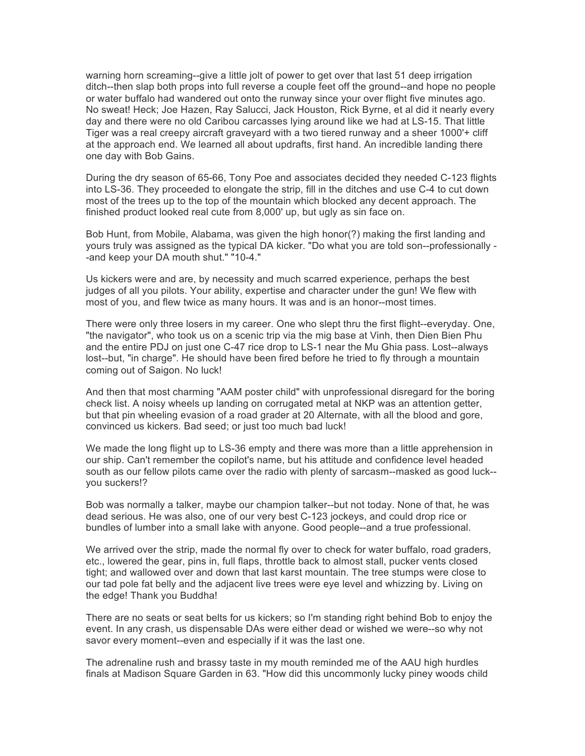warning horn screaming--give a little jolt of power to get over that last 51 deep irrigation ditch--then slap both props into full reverse a couple feet off the ground--and hope no people or water buffalo had wandered out onto the runway since your over flight five minutes ago. No sweat! Heck; Joe Hazen, Ray Salucci, Jack Houston, Rick Byrne, et al did it nearly every day and there were no old Caribou carcasses lying around like we had at LS-15. That little Tiger was a real creepy aircraft graveyard with a two tiered runway and a sheer 1000'+ cliff at the approach end. We learned all about updrafts, first hand. An incredible landing there one day with Bob Gains.

During the dry season of 65-66, Tony Poe and associates decided they needed C-123 flights into LS-36. They proceeded to elongate the strip, fill in the ditches and use C-4 to cut down most of the trees up to the top of the mountain which blocked any decent approach. The finished product looked real cute from 8,000' up, but ugly as sin face on.

Bob Hunt, from Mobile, Alabama, was given the high honor(?) making the first landing and yours truly was assigned as the typical DA kicker. "Do what you are told son--professionally --and keep your DA mouth shut." "10-4."

Us kickers were and are, by necessity and much scarred experience, perhaps the best judges of all you pilots. Your ability, expertise and character under the gun! We flew with most of you, and flew twice as many hours. It was and is an honor--most times.

There were only three losers in my career. One who slept thru the first flight--everyday. One, "the navigator", who took us on a scenic trip via the mig base at Vinh, then Dien Bien Phu and the entire PDJ on just one C-47 rice drop to LS-1 near the Mu Ghia pass. Lost--always lost--but, "in charge". He should have been fired before he tried to fly through a mountain coming out of Saigon. No luck!

And then that most charming "AAM poster child" with unprofessional disregard for the boring check list. A noisy wheels up landing on corrugated metal at NKP was an attention getter, but that pin wheeling evasion of a road grader at 20 Alternate, with all the blood and gore, convinced us kickers. Bad seed; or just too much bad luck!

We made the long flight up to LS-36 empty and there was more than a little apprehension in our ship. Can't remember the copilot's name, but his attitude and confidence level headed south as our fellow pilots came over the radio with plenty of sarcasm--masked as good luck--you suckers!?

Bob was normally a talker, maybe our champion talker--but not today. None of that, he was dead serious. He was also, one of our very best C-123 jockeys, and could drop rice or bundles of lumber into a small lake with anyone. Good people--and a true professional.

We arrived over the strip, made the normal fly over to check for water buffalo, road graders, etc., lowered the gear, pins in, full flaps, throttle back to almost stall, pucker vents closed tight; and wallowed over and down that last karst mountain. The tree stumps were close to our tad pole fat belly and the adjacent live trees were eye level and whizzing by. Living on the edge! Thank you Buddha!

There are no seats or seat belts for us kickers; so I'm standing right behind Bob to enjoy the event. In any crash, us dispensable DAs were either dead or wished we were--so why not savor every moment--even and especially if it was the last one.

The adrenaline rush and brassy taste in my mouth reminded me of the AAU high hurdles finals at Madison Square Garden in 63. "How did this uncommonly lucky piney woods child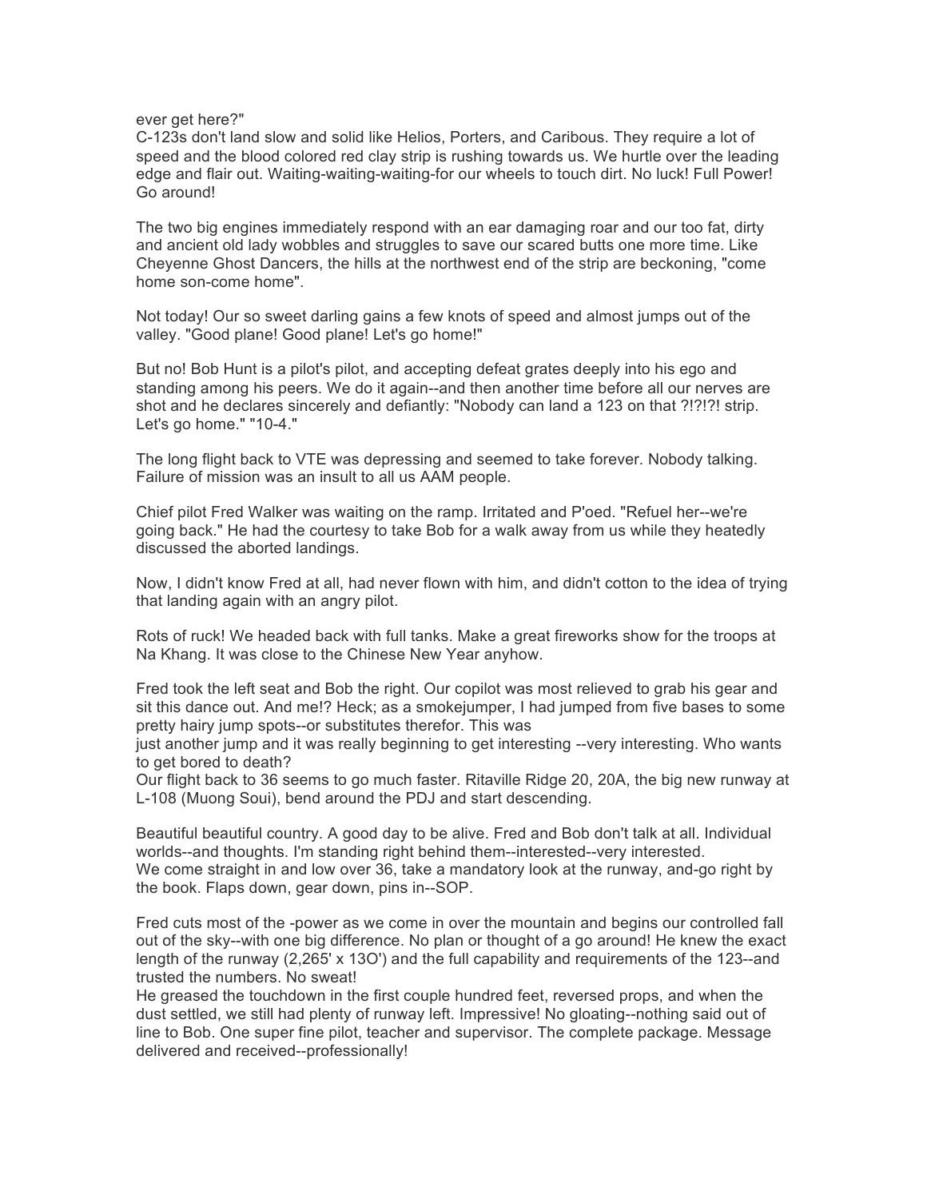ever get here?"

C-123s don't land slow and solid like Helios, Porters, and Caribous. They require a lot of speed and the blood colored red clay strip is rushing towards us. We hurtle over the leading edge and flair out. Waiting-waiting-waiting-for our wheels to touch dirt. No luck! Full Power! Go around!

The two big engines immediately respond with an ear damaging roar and our too fat, dirty and ancient old lady wobbles and struggles to save our scared butts one more time. Like Cheyenne Ghost Dancers, the hills at the northwest end of the strip are beckoning, "come home son-come home".

Not today! Our so sweet darling gains a few knots of speed and almost jumps out of the valley. "Good plane! Good plane! Let's go home!"

But no! Bob Hunt is a pilot's pilot, and accepting defeat grates deeply into his ego and standing among his peers. We do it again--and then another time before all our nerves are shot and he declares sincerely and defiantly: "Nobody can land a 123 on that ?!?!?! strip. Let's go home." "10-4."

The long flight back to VTE was depressing and seemed to take forever. Nobody talking. Failure of mission was an insult to all us AAM people.

Chief pilot Fred Walker was waiting on the ramp. Irritated and P'oed. "Refuel her--we're going back." He had the courtesy to take Bob for a walk away from us while they heatedly discussed the aborted landings.

Now, I didn't know Fred at all, had never flown with him, and didn't cotton to the idea of trying that landing again with an angry pilot.

Rots of ruck! We headed back with full tanks. Make a great fireworks show for the troops at Na Khang. It was close to the Chinese New Year anyhow.

Fred took the left seat and Bob the right. Our copilot was most relieved to grab his gear and sit this dance out. And me!? Heck; as a smokejumper, I had jumped from five bases to some pretty hairy jump spots--or substitutes therefor. This was just another jump and it was really beginning to get interesting --very interesting. Who wants to get bored to death?

Our flight back to 36 seems to go much faster. Ritaville Ridge 20, 20A, the big new runway at L-108 (Muong Soui), bend around the PDJ and start descending.

Beautiful beautiful country. A good day to be alive. Fred and Bob don't talk at all. Individual worlds--and thoughts. I'm standing right behind them--interested--very interested.

We come straight in and low over 36, take a mandatory look at the runway, and-go right by the book. Flaps down, gear down, pins in--SOP.

Fred cuts most of the -power as we come in over the mountain and begins our controlled fall out of the sky--with one big difference. No plan or thought of a go around! He knew the exact length of the runway (2,265' x 13O') and the full capability and requirements of the 123--and trusted the numbers. No sweat!

He greased the touchdown in the first couple hundred feet, reversed props, and when the dust settled, we still had plenty of runway left. Impressive! No gloating--nothing said out of line to Bob. One super fine pilot, teacher and supervisor. The complete package. Message delivered and received--professionally!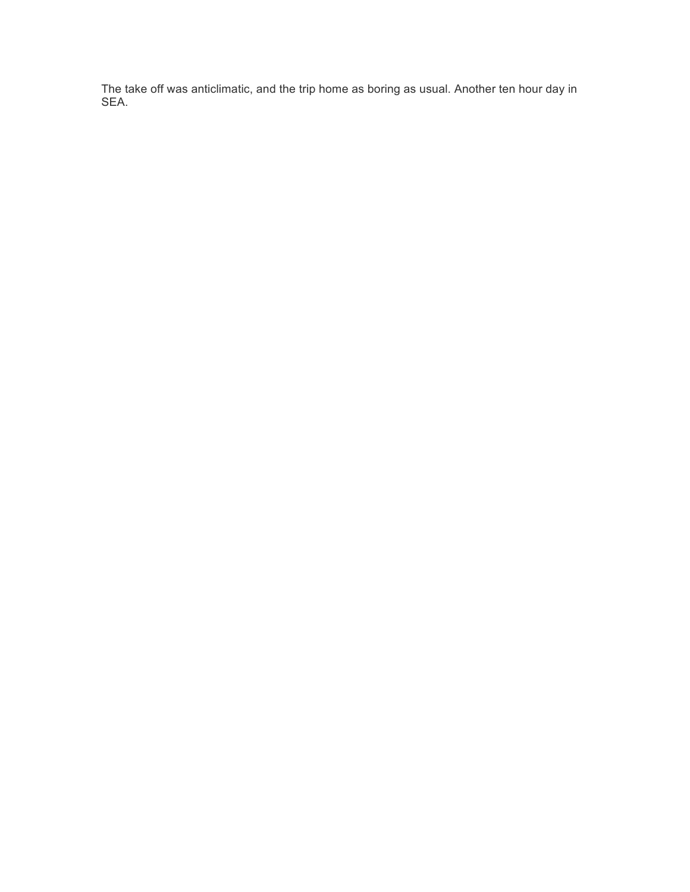The take off was anticlimatic, and the trip home as boring as usual. Another ten hour day in SEA.